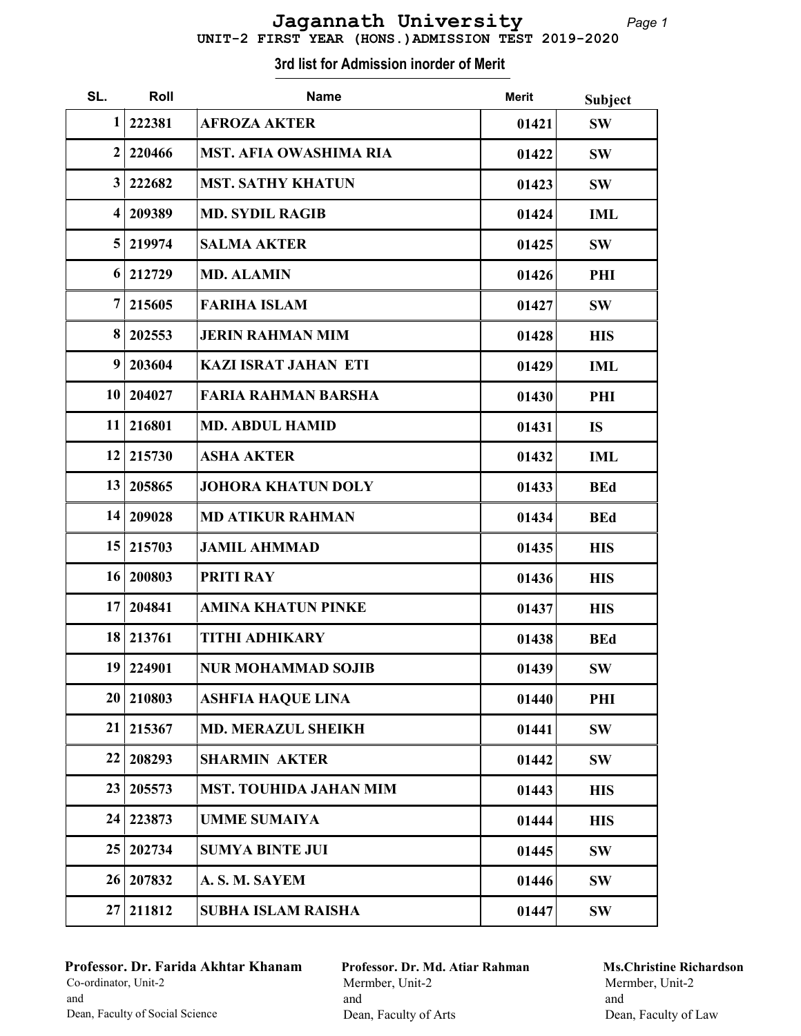# Jagannath University

## UNIT-2 FIRST YEAR (HONS.)ADMISSION TEST 2019-2020

### 3rd list for Admission inorder of Merit

| SL. | Roll | Name | Merit | Subject |
|---|---|---|---|---|
| 1 | 222381 | AFROZA AKTER | 01421 | SW |
| 2 | 220466 | MST. AFIA OWASHIMA RIA | 01422 | SW |
| 3 | 222682 | MST. SATHY KHATUN | 01423 | SW |
| 4 | 209389 | MD. SYDIL RAGIB | 01424 | IML |
| 5 | 219974 | SALMA AKTER | 01425 | SW |
| 6 | 212729 | MD. ALAMIN | 01426 | PHI |
| 7 | 215605 | FARIHA ISLAM | 01427 | SW |
| 8 | 202553 | JERIN RAHMAN MIM | 01428 | HIS |
| 9 | 203604 | KAZI ISRAT JAHAN ETI | 01429 | IML |
| 10 | 204027 | FARIA RAHMAN BARSHA | 01430 | PHI |
| 11 | 216801 | MD. ABDUL HAMID | 01431 | IS |
| 12 | 215730 | ASHA AKTER | 01432 | IML |
| 13 | 205865 | JOHORA KHATUN DOLY | 01433 | BEd |
| 14 | 209028 | MD ATIKUR RAHMAN | 01434 | BEd |
| 15 | 215703 | JAMIL AHMMAD | 01435 | HIS |
| 16 | 200803 | PRITI RAY | 01436 | HIS |
| 17 | 204841 | AMINA KHATUN PINKE | 01437 | HIS |
| 18 | 213761 | TITHI ADHIKARY | 01438 | BEd |
| 19 | 224901 | NUR MOHAMMAD SOJIB | 01439 | SW |
| 20 | 210803 | ASHFIA HAQUE LINA | 01440 | PHI |
| 21 | 215367 | MD. MERAZUL SHEIKH | 01441 | SW |
| 22 | 208293 | SHARMIN AKTER | 01442 | SW |
| 23 | 205573 | MST. TOUHIDA JAHAN MIM | 01443 | HIS |
| 24 | 223873 | UMME SUMAIYA | 01444 | HIS |
| 25 | 202734 | SUMYA BINTE JUI | 01445 | SW |
| 26 | 207832 | A. S. M. SAYEM | 01446 | SW |
| 27 | 211812 | SUBHA ISLAM RAISHA | 01447 | SW |

**Professor. Dr. Farida Akhtar Khanam**
Co-ordinator, Unit-2
and
Dean, Faculty of Social Science

**Professor. Dr. Md. Atiar Rahman**
Mermber, Unit-2
and
Dean, Faculty of Arts

**Ms.Christine Richardson**
Mermber, Unit-2
and
Dean, Faculty of Law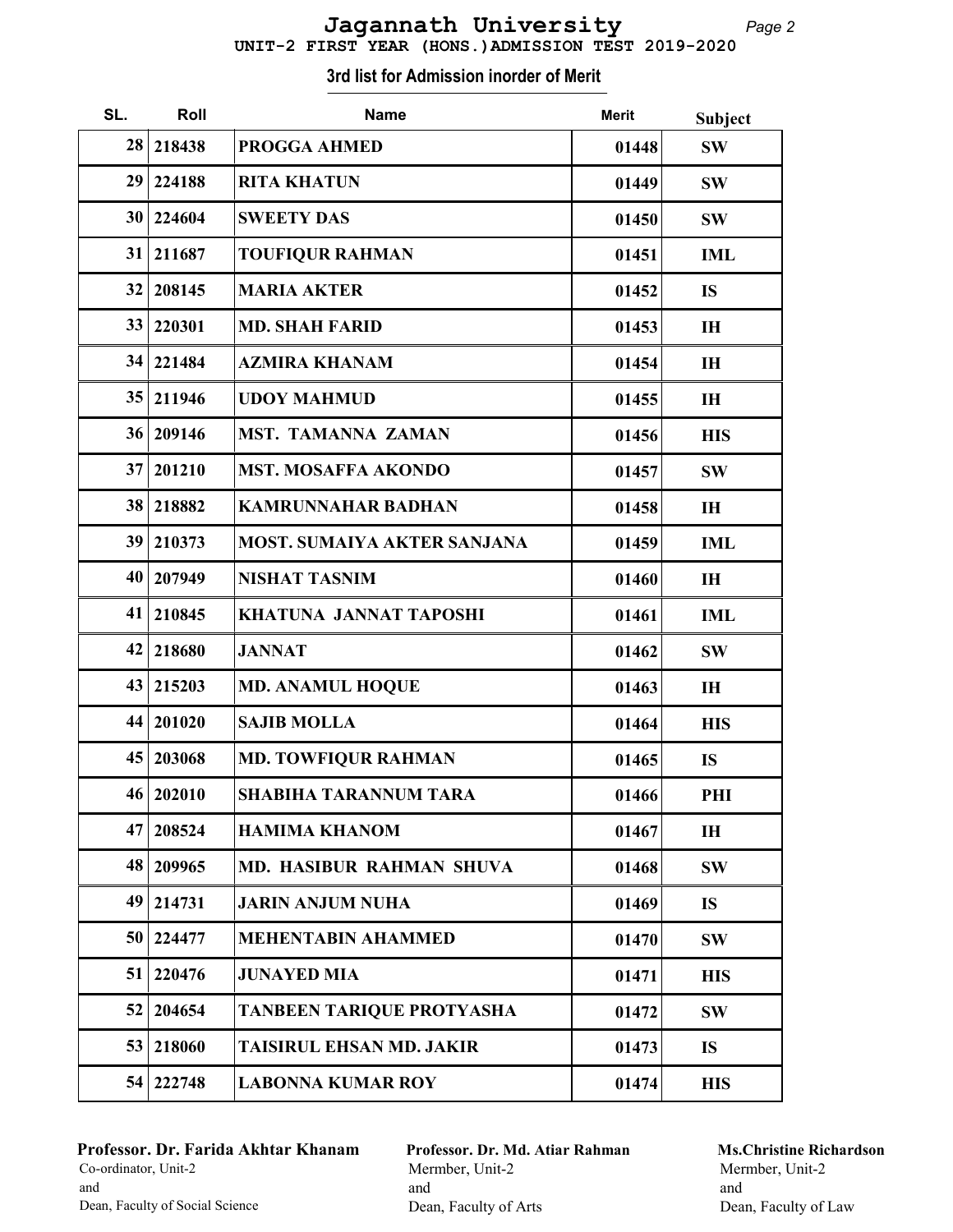# Jagannath University

**UNIT-2 FIRST YEAR (HONS.) ADMISSION TEST 2019-2020**

**3rd list for Admission inorder of Merit**

| SL. | Roll | Name | Merit | Subject |
|---|---|---|---|---|
| 28 | 218438 | PROGGA AHMED | 01448 | SW |
| 29 | 224188 | RITA KHATUN | 01449 | SW |
| 30 | 224604 | SWEETY DAS | 01450 | SW |
| 31 | 211687 | TOUFIQUR RAHMAN | 01451 | IML |
| 32 | 208145 | MARIA AKTER | 01452 | IS |
| 33 | 220301 | MD. SHAH FARID | 01453 | IH |
| 34 | 221484 | AZMIRA KHANAM | 01454 | IH |
| 35 | 211946 | UDOY MAHMUD | 01455 | IH |
| 36 | 209146 | MST. TAMANNA ZAMAN | 01456 | HIS |
| 37 | 201210 | MST. MOSAFFA AKONDO | 01457 | SW |
| 38 | 218882 | KAMRUNNAHAR BADHAN | 01458 | IH |
| 39 | 210373 | MOST. SUMAIYA AKTER SANJANA | 01459 | IML |
| 40 | 207949 | NISHAT TASNIM | 01460 | IH |
| 41 | 210845 | KHATUNA JANNAT TAPOSHI | 01461 | IML |
| 42 | 218680 | JANNAT | 01462 | SW |
| 43 | 215203 | MD. ANAMUL HOQUE | 01463 | IH |
| 44 | 201020 | SAJIB MOLLA | 01464 | HIS |
| 45 | 203068 | MD. TOWFIQUR RAHMAN | 01465 | IS |
| 46 | 202010 | SHABIHA TARANNUM TARA | 01466 | PHI |
| 47 | 208524 | HAMIMA KHANOM | 01467 | IH |
| 48 | 209965 | MD. HASIBUR RAHMAN SHUVA | 01468 | SW |
| 49 | 214731 | JARIN ANJUM NUHA | 01469 | IS |
| 50 | 224477 | MEHENTABIN AHAMMED | 01470 | SW |
| 51 | 220476 | JUNAYED MIA | 01471 | HIS |
| 52 | 204654 | TANBEEN TARIQUE PROTYASHA | 01472 | SW |
| 53 | 218060 | TAISIRUL EHSAN MD. JAKIR | 01473 | IS |
| 54 | 222748 | LABONNA KUMAR ROY | 01474 | HIS |

**Professor. Dr. Farida Akhtar Khanam**
Co-ordinator, Unit-2
and
Dean, Faculty of Social Science

**Professor. Dr. Md. Atiar Rahman**
Mermber, Unit-2
and
Dean, Faculty of Arts

**Ms.Christine Richardson**
Mermber, Unit-2
and
Dean, Faculty of Law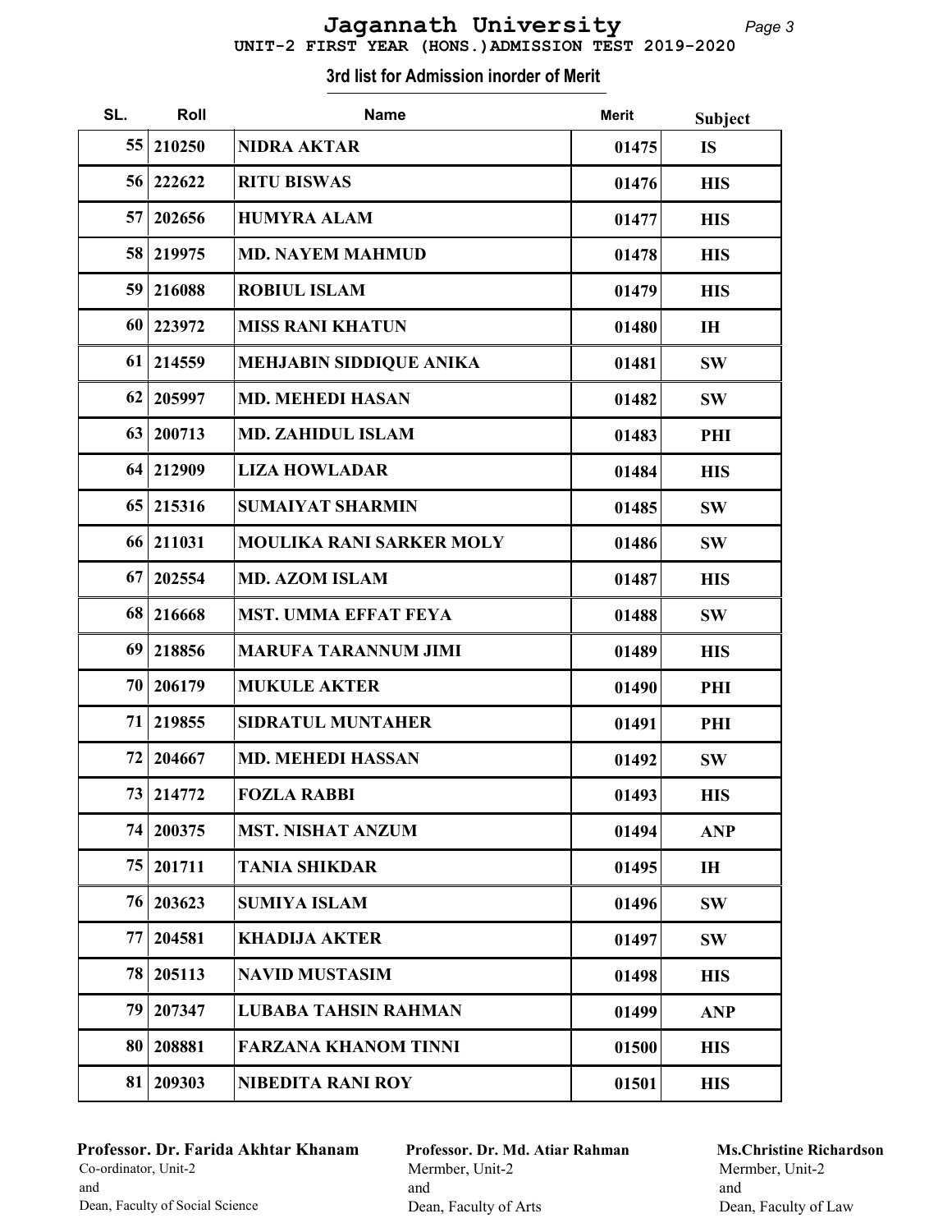# Jagannath University

## UNIT-2 FIRST YEAR (HONS.)ADMISSION TEST 2019-2020

### 3rd list for Admission inorder of Merit

| SL. | Roll | Name | Merit | Subject |
|---|---|---|---|---|
| 55 | 210250 | NIDRA AKTAR | 01475 | IS |
| 56 | 222622 | RITU BISWAS | 01476 | HIS |
| 57 | 202656 | HUMYRA ALAM | 01477 | HIS |
| 58 | 219975 | MD. NAYEM MAHMUD | 01478 | HIS |
| 59 | 216088 | ROBIUL ISLAM | 01479 | HIS |
| 60 | 223972 | MISS RANI KHATUN | 01480 | IH |
| 61 | 214559 | MEHJABIN SIDDIQUE ANIKA | 01481 | SW |
| 62 | 205997 | MD. MEHEDI HASAN | 01482 | SW |
| 63 | 200713 | MD. ZAHIDUL ISLAM | 01483 | PHI |
| 64 | 212909 | LIZA HOWLADAR | 01484 | HIS |
| 65 | 215316 | SUMAIYAT SHARMIN | 01485 | SW |
| 66 | 211031 | MOULIKA RANI SARKER MOLY | 01486 | SW |
| 67 | 202554 | MD. AZOM ISLAM | 01487 | HIS |
| 68 | 216668 | MST. UMMA EFFAT FEYA | 01488 | SW |
| 69 | 218856 | MARUFA TARANNUM JIMI | 01489 | HIS |
| 70 | 206179 | MUKULE AKTER | 01490 | PHI |
| 71 | 219855 | SIDRATUL MUNTAHER | 01491 | PHI |
| 72 | 204667 | MD. MEHEDI HASSAN | 01492 | SW |
| 73 | 214772 | FOZLA RABBI | 01493 | HIS |
| 74 | 200375 | MST. NISHAT ANZUM | 01494 | ANP |
| 75 | 201711 | TANIA SHIKDAR | 01495 | IH |
| 76 | 203623 | SUMIYA ISLAM | 01496 | SW |
| 77 | 204581 | KHADIJA AKTER | 01497 | SW |
| 78 | 205113 | NAVID MUSTASIM | 01498 | HIS |
| 79 | 207347 | LUBABA TAHSIN RAHMAN | 01499 | ANP |
| 80 | 208881 | FARZANA KHANOM TINNI | 01500 | HIS |
| 81 | 209303 | NIBEDITA RANI ROY | 01501 | HIS |

**Professor. Dr. Farida Akhtar Khanam**
Co-ordinator, Unit-2
and
Dean, Faculty of Social Science

**Professor. Dr. Md. Atiar Rahman**
Mermber, Unit-2
and
Dean, Faculty of Arts

**Ms.Christine Richardson**
Mermber, Unit-2
and
Dean, Faculty of Law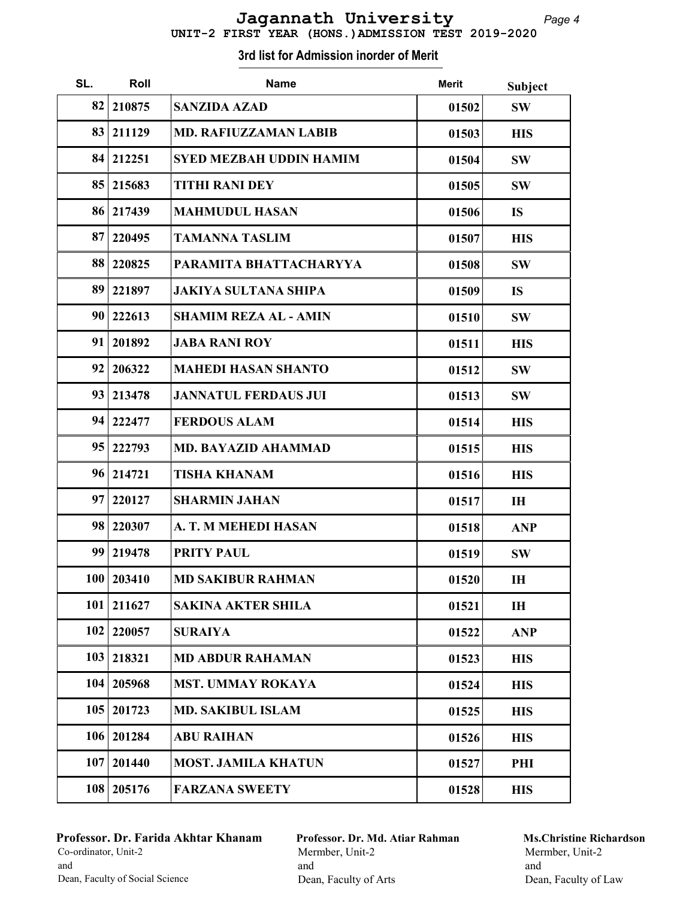# Jagannath University

## UNIT-2 FIRST YEAR (HONS.)ADMISSION TEST 2019-2020

### 3rd list for Admission inorder of Merit

| SL. | Roll | Name | Merit | Subject |
|---|---|---|---|---|
| 82 | 210875 | SANZIDA AZAD | 01502 | SW |
| 83 | 211129 | MD. RAFIUZZAMAN LABIB | 01503 | HIS |
| 84 | 212251 | SYED MEZBAH UDDIN HAMIM | 01504 | SW |
| 85 | 215683 | TITHI RANI DEY | 01505 | SW |
| 86 | 217439 | MAHMUDUL HASAN | 01506 | IS |
| 87 | 220495 | TAMANNA TASLIM | 01507 | HIS |
| 88 | 220825 | PARAMITA BHATTACHARYYA | 01508 | SW |
| 89 | 221897 | JAKIYA SULTANA SHIPA | 01509 | IS |
| 90 | 222613 | SHAMIM REZA AL - AMIN | 01510 | SW |
| 91 | 201892 | JABA RANI ROY | 01511 | HIS |
| 92 | 206322 | MAHEDI HASAN SHANTO | 01512 | SW |
| 93 | 213478 | JANNATUL FERDAUS JUI | 01513 | SW |
| 94 | 222477 | FERDOUS ALAM | 01514 | HIS |
| 95 | 222793 | MD. BAYAZID AHAMMAD | 01515 | HIS |
| 96 | 214721 | TISHA KHANAM | 01516 | HIS |
| 97 | 220127 | SHARMIN JAHAN | 01517 | IH |
| 98 | 220307 | A. T. M MEHEDI HASAN | 01518 | ANP |
| 99 | 219478 | PRITY PAUL | 01519 | SW |
| 100 | 203410 | MD SAKIBUR RAHMAN | 01520 | IH |
| 101 | 211627 | SAKINA AKTER SHILA | 01521 | IH |
| 102 | 220057 | SURAIYA | 01522 | ANP |
| 103 | 218321 | MD ABDUR RAHAMAN | 01523 | HIS |
| 104 | 205968 | MST. UMMAY ROKAYA | 01524 | HIS |
| 105 | 201723 | MD. SAKIBUL ISLAM | 01525 | HIS |
| 106 | 201284 | ABU RAIHAN | 01526 | HIS |
| 107 | 201440 | MOST. JAMILA KHATUN | 01527 | PHI |
| 108 | 205176 | FARZANA SWEETY | 01528 | HIS |

**Professor. Dr. Farida Akhtar Khanam**
Co-ordinator, Unit-2
and
Dean, Faculty of Social Science

**Professor. Dr. Md. Atiar Rahman**
Mermber, Unit-2
and
Dean, Faculty of Arts

**Ms.Christine Richardson**
Mermber, Unit-2
and
Dean, Faculty of Law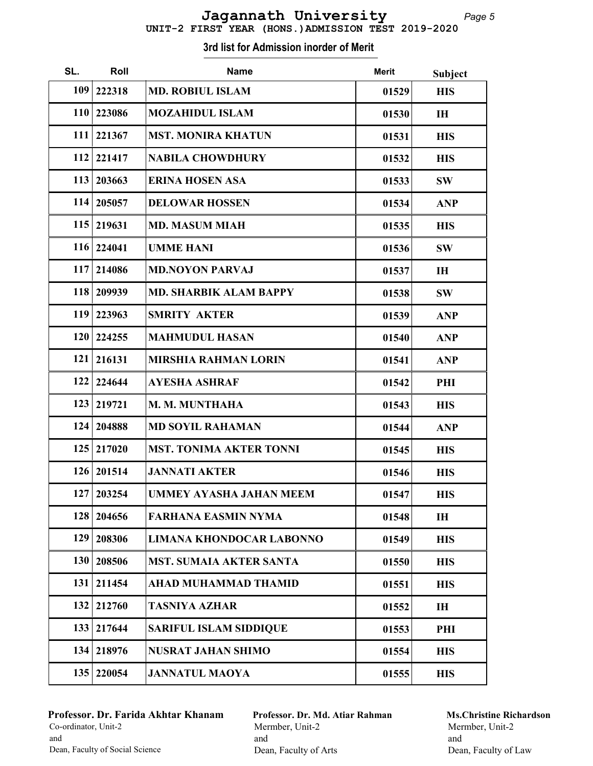# Jagannath University

**UNIT-2 FIRST YEAR (HONS.)ADMISSION TEST 2019-2020**

## 3rd list for Admission inorder of Merit

| SL. | Roll | Name | Merit | Subject |
|---|---|---|---|---|
| 109 | 222318 | MD. ROBIUL ISLAM | 01529 | HIS |
| 110 | 223086 | MOZAHIDUL ISLAM | 01530 | IH |
| 111 | 221367 | MST. MONIRA KHATUN | 01531 | HIS |
| 112 | 221417 | NABILA CHOWDHURY | 01532 | HIS |
| 113 | 203663 | ERINA HOSEN ASA | 01533 | SW |
| 114 | 205057 | DELOWAR HOSSEN | 01534 | ANP |
| 115 | 219631 | MD. MASUM MIAH | 01535 | HIS |
| 116 | 224041 | UMME HANI | 01536 | SW |
| 117 | 214086 | MD.NOYON PARVAJ | 01537 | IH |
| 118 | 209939 | MD. SHARBIK ALAM BAPPY | 01538 | SW |
| 119 | 223963 | SMRITY AKTER | 01539 | ANP |
| 120 | 224255 | MAHMUDUL HASAN | 01540 | ANP |
| 121 | 216131 | MIRSHIA RAHMAN LORIN | 01541 | ANP |
| 122 | 224644 | AYESHA ASHRAF | 01542 | PHI |
| 123 | 219721 | M. M. MUNTHAHA | 01543 | HIS |
| 124 | 204888 | MD SOYIL RAHAMAN | 01544 | ANP |
| 125 | 217020 | MST. TONIMA AKTER TONNI | 01545 | HIS |
| 126 | 201514 | JANNATI AKTER | 01546 | HIS |
| 127 | 203254 | UMMEY AYASHA JAHAN MEEM | 01547 | HIS |
| 128 | 204656 | FARHANA EASMIN NYMA | 01548 | IH |
| 129 | 208306 | LIMANA KHONDOCAR LABONNO | 01549 | HIS |
| 130 | 208506 | MST. SUMAIA AKTER SANTA | 01550 | HIS |
| 131 | 211454 | AHAD MUHAMMAD THAMID | 01551 | HIS |
| 132 | 212760 | TASNIYA AZHAR | 01552 | IH |
| 133 | 217644 | SARIFUL ISLAM SIDDIQUE | 01553 | PHI |
| 134 | 218976 | NUSRAT JAHAN SHIMO | 01554 | HIS |
| 135 | 220054 | JANNATUL MAOYA | 01555 | HIS |

**Professor. Dr. Farida Akhtar Khanam**
Co-ordinator, Unit-2
and
Dean, Faculty of Social Science

**Professor. Dr. Md. Atiar Rahman**
Mermber, Unit-2
and
Dean, Faculty of Arts

**Ms.Christine Richardson**
Mermber, Unit-2
and
Dean, Faculty of Law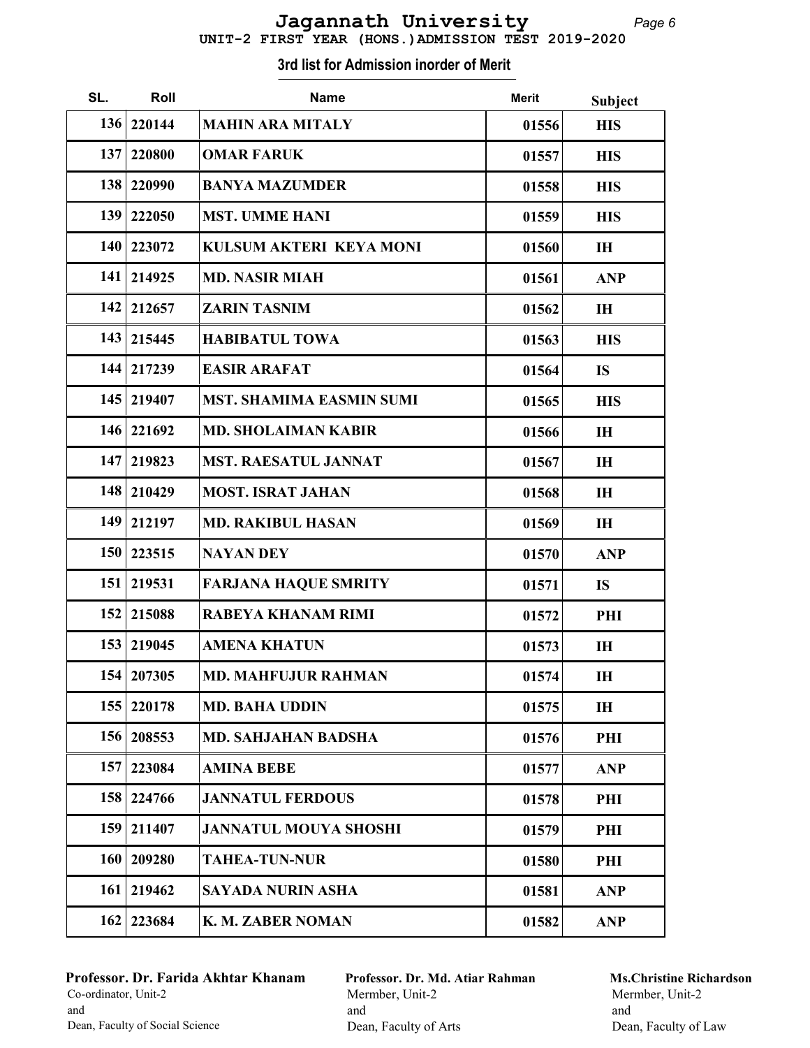# Jagannath University

## UNIT-2 FIRST YEAR (HONS.)ADMISSION TEST 2019-2020

### 3rd list for Admission inorder of Merit

| SL. | Roll | Name | Merit | Subject |
|---|---|---|---|---|
| 136 | 220144 | MAHIN ARA MITALY | 01556 | HIS |
| 137 | 220800 | OMAR FARUK | 01557 | HIS |
| 138 | 220990 | BANYA MAZUMDER | 01558 | HIS |
| 139 | 222050 | MST. UMME HANI | 01559 | HIS |
| 140 | 223072 | KULSUM AKTERI KEYA MONI | 01560 | IH |
| 141 | 214925 | MD. NASIR MIAH | 01561 | ANP |
| 142 | 212657 | ZARIN TASNIM | 01562 | IH |
| 143 | 215445 | HABIBATUL TOWA | 01563 | HIS |
| 144 | 217239 | EASIR ARAFAT | 01564 | IS |
| 145 | 219407 | MST. SHAMIMA EASMIN SUMI | 01565 | HIS |
| 146 | 221692 | MD. SHOLAIMAN KABIR | 01566 | IH |
| 147 | 219823 | MST. RAESATUL JANNAT | 01567 | IH |
| 148 | 210429 | MOST. ISRAT JAHAN | 01568 | IH |
| 149 | 212197 | MD. RAKIBUL HASAN | 01569 | IH |
| 150 | 223515 | NAYAN DEY | 01570 | ANP |
| 151 | 219531 | FARJANA HAQUE SMRITY | 01571 | IS |
| 152 | 215088 | RABEYA KHANAM RIMI | 01572 | PHI |
| 153 | 219045 | AMENA KHATUN | 01573 | IH |
| 154 | 207305 | MD. MAHFUJUR RAHMAN | 01574 | IH |
| 155 | 220178 | MD. BAHA UDDIN | 01575 | IH |
| 156 | 208553 | MD. SAHJAHAN BADSHA | 01576 | PHI |
| 157 | 223084 | AMINA BEBE | 01577 | ANP |
| 158 | 224766 | JANNATUL FERDOUS | 01578 | PHI |
| 159 | 211407 | JANNATUL MOUYA SHOSHI | 01579 | PHI |
| 160 | 209280 | TAHEA-TUN-NUR | 01580 | PHI |
| 161 | 219462 | SAYADA NURIN ASHA | 01581 | ANP |
| 162 | 223684 | K. M. ZABER NOMAN | 01582 | ANP |

**Professor. Dr. Farida Akhtar Khanam**
Co-ordinator, Unit-2
and
Dean, Faculty of Social Science

**Professor. Dr. Md. Atiar Rahman**
Mermber, Unit-2
and
Dean, Faculty of Arts

**Ms.Christine Richardson**
Mermber, Unit-2
and
Dean, Faculty of Law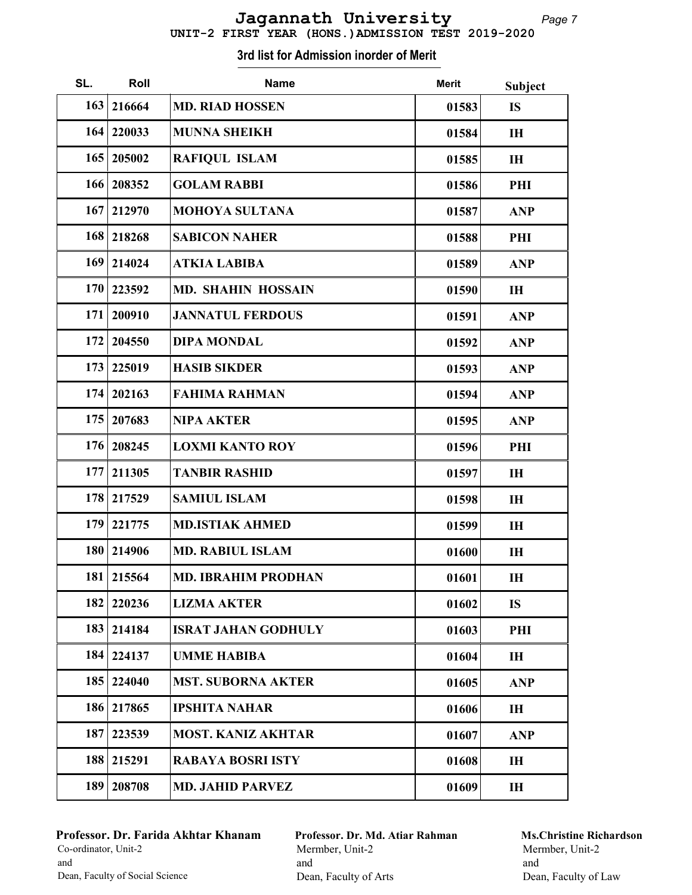# Jagannath University

## UNIT-2 FIRST YEAR (HONS.)ADMISSION TEST 2019-2020

### 3rd list for Admission inorder of Merit

| SL. | Roll | Name | Merit | Subject |
|---|---|---|---|---|
| 163 | 216664 | MD. RIAD HOSSEN | 01583 | IS |
| 164 | 220033 | MUNNA SHEIKH | 01584 | IH |
| 165 | 205002 | RAFIQUL ISLAM | 01585 | IH |
| 166 | 208352 | GOLAM RABBI | 01586 | PHI |
| 167 | 212970 | MOHOYA SULTANA | 01587 | ANP |
| 168 | 218268 | SABICON NAHER | 01588 | PHI |
| 169 | 214024 | ATKIA LABIBA | 01589 | ANP |
| 170 | 223592 | MD. SHAHIN HOSSAIN | 01590 | IH |
| 171 | 200910 | JANNATUL FERDOUS | 01591 | ANP |
| 172 | 204550 | DIPA MONDAL | 01592 | ANP |
| 173 | 225019 | HASIB SIKDER | 01593 | ANP |
| 174 | 202163 | FAHIMA RAHMAN | 01594 | ANP |
| 175 | 207683 | NIPA AKTER | 01595 | ANP |
| 176 | 208245 | LOXMI KANTO ROY | 01596 | PHI |
| 177 | 211305 | TANBIR RASHID | 01597 | IH |
| 178 | 217529 | SAMIUL ISLAM | 01598 | IH |
| 179 | 221775 | MD.ISTIAK AHMED | 01599 | IH |
| 180 | 214906 | MD. RABIUL ISLAM | 01600 | IH |
| 181 | 215564 | MD. IBRAHIM PRODHAN | 01601 | IH |
| 182 | 220236 | LIZMA AKTER | 01602 | IS |
| 183 | 214184 | ISRAT JAHAN GODHULY | 01603 | PHI |
| 184 | 224137 | UMME HABIBA | 01604 | IH |
| 185 | 224040 | MST. SUBORNA AKTER | 01605 | ANP |
| 186 | 217865 | IPSHITA NAHAR | 01606 | IH |
| 187 | 223539 | MOST. KANIZ AKHTAR | 01607 | ANP |
| 188 | 215291 | RABAYA BOSRI ISTY | 01608 | IH |
| 189 | 208708 | MD. JAHID PARVEZ | 01609 | IH |

**Professor. Dr. Farida Akhtar Khanam**
Co-ordinator, Unit-2
and
Dean, Faculty of Social Science

**Professor. Dr. Md. Atiar Rahman**
Mermber, Unit-2
and
Dean, Faculty of Arts

**Ms.Christine Richardson**
Mermber, Unit-2
and
Dean, Faculty of Law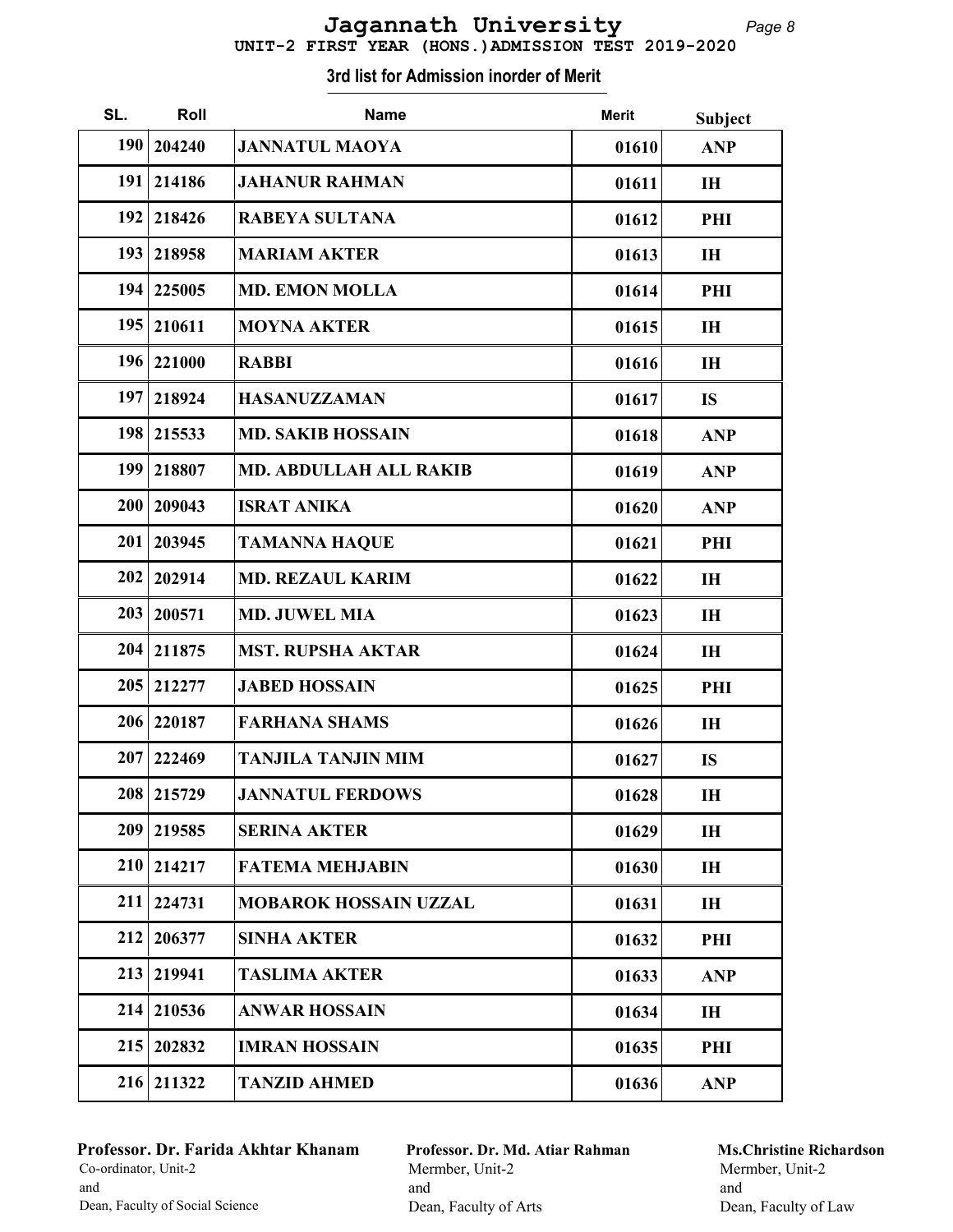# Jagannath University

## UNIT-2 FIRST YEAR (HONS.)ADMISSION TEST 2019-2020

### 3rd list for Admission inorder of Merit

| SL. | Roll | Name | Merit | Subject |
|---|---|---|---|---|
| 190 | 204240 | JANNATUL MAOYA | 01610 | ANP |
| 191 | 214186 | JAHANUR RAHMAN | 01611 | IH |
| 192 | 218426 | RABEYA SULTANA | 01612 | PHI |
| 193 | 218958 | MARIAM AKTER | 01613 | IH |
| 194 | 225005 | MD. EMON MOLLA | 01614 | PHI |
| 195 | 210611 | MOYNA AKTER | 01615 | IH |
| 196 | 221000 | RABBI | 01616 | IH |
| 197 | 218924 | HASANUZZAMAN | 01617 | IS |
| 198 | 215533 | MD. SAKIB HOSSAIN | 01618 | ANP |
| 199 | 218807 | MD. ABDULLAH ALL RAKIB | 01619 | ANP |
| 200 | 209043 | ISRAT ANIKA | 01620 | ANP |
| 201 | 203945 | TAMANNA HAQUE | 01621 | PHI |
| 202 | 202914 | MD. REZAUL KARIM | 01622 | IH |
| 203 | 200571 | MD. JUWEL MIA | 01623 | IH |
| 204 | 211875 | MST. RUPSHA AKTAR | 01624 | IH |
| 205 | 212277 | JABED HOSSAIN | 01625 | PHI |
| 206 | 220187 | FARHANA SHAMS | 01626 | IH |
| 207 | 222469 | TANJILA TANJIN MIM | 01627 | IS |
| 208 | 215729 | JANNATUL FERDOWS | 01628 | IH |
| 209 | 219585 | SERINA AKTER | 01629 | IH |
| 210 | 214217 | FATEMA MEHJABIN | 01630 | IH |
| 211 | 224731 | MOBAROK HOSSAIN UZZAL | 01631 | IH |
| 212 | 206377 | SINHA AKTER | 01632 | PHI |
| 213 | 219941 | TASLIMA AKTER | 01633 | ANP |
| 214 | 210536 | ANWAR HOSSAIN | 01634 | IH |
| 215 | 202832 | IMRAN HOSSAIN | 01635 | PHI |
| 216 | 211322 | TANZID AHMED | 01636 | ANP |

**Professor. Dr. Farida Akhtar Khanam**
Co-ordinator, Unit-2
and
Dean, Faculty of Social Science

**Professor. Dr. Md. Atiar Rahman**
Mermber, Unit-2
and
Dean, Faculty of Arts

**Ms.Christine Richardson**
Mermber, Unit-2
and
Dean, Faculty of Law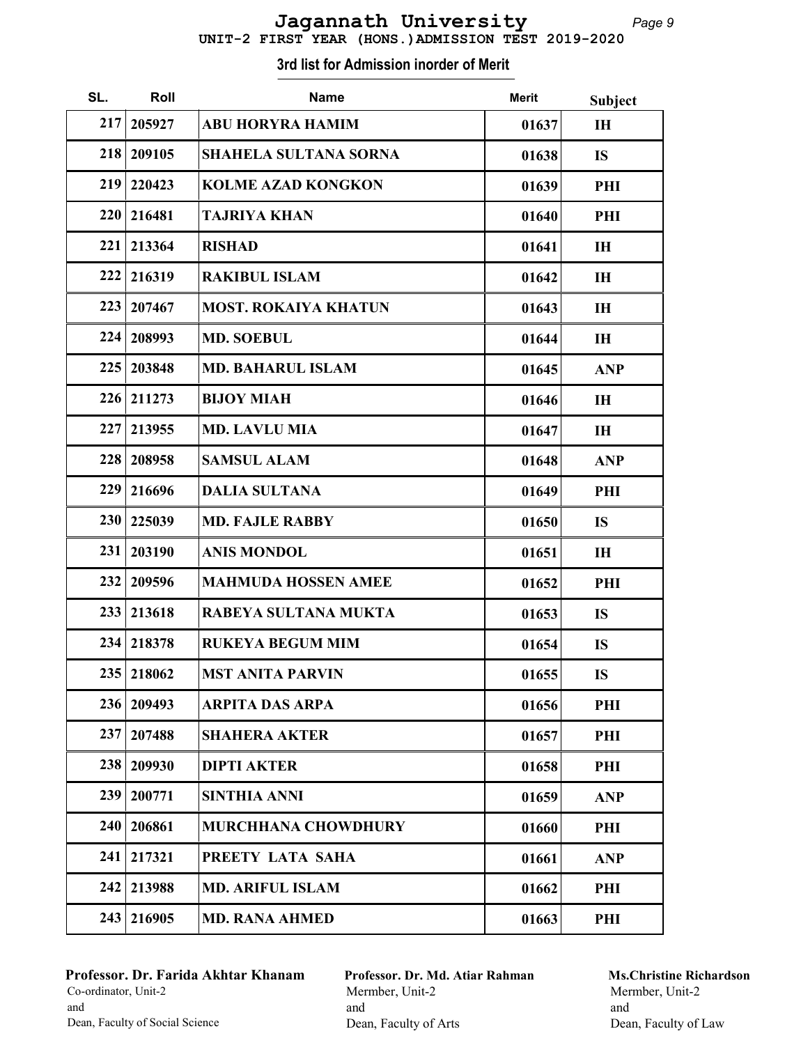# Jagannath University

## UNIT-2 FIRST YEAR (HONS.)ADMISSION TEST 2019-2020

### 3rd list for Admission inorder of Merit

| SL. | Roll | Name | Merit | Subject |
|---|---|---|---|---|
| 217 | 205927 | ABU HORYRA HAMIM | 01637 | IH |
| 218 | 209105 | SHAHELA SULTANA SORNA | 01638 | IS |
| 219 | 220423 | KOLME AZAD KONGKON | 01639 | PHI |
| 220 | 216481 | TAJRIYA KHAN | 01640 | PHI |
| 221 | 213364 | RISHAD | 01641 | IH |
| 222 | 216319 | RAKIBUL ISLAM | 01642 | IH |
| 223 | 207467 | MOST. ROKAIYA KHATUN | 01643 | IH |
| 224 | 208993 | MD. SOEBUL | 01644 | IH |
| 225 | 203848 | MD. BAHARUL ISLAM | 01645 | ANP |
| 226 | 211273 | BIJOY MIAH | 01646 | IH |
| 227 | 213955 | MD. LAVLU MIA | 01647 | IH |
| 228 | 208958 | SAMSUL ALAM | 01648 | ANP |
| 229 | 216696 | DALIA SULTANA | 01649 | PHI |
| 230 | 225039 | MD. FAJLE RABBY | 01650 | IS |
| 231 | 203190 | ANIS MONDOL | 01651 | IH |
| 232 | 209596 | MAHMUDA HOSSEN AMEE | 01652 | PHI |
| 233 | 213618 | RABEYA SULTANA MUKTA | 01653 | IS |
| 234 | 218378 | RUKEYA BEGUM MIM | 01654 | IS |
| 235 | 218062 | MST ANITA PARVIN | 01655 | IS |
| 236 | 209493 | ARPITA DAS ARPA | 01656 | PHI |
| 237 | 207488 | SHAHERA AKTER | 01657 | PHI |
| 238 | 209930 | DIPTI AKTER | 01658 | PHI |
| 239 | 200771 | SINTHIA ANNI | 01659 | ANP |
| 240 | 206861 | MURCHHANA CHOWDHURY | 01660 | PHI |
| 241 | 217321 | PREETY LATA SAHA | 01661 | ANP |
| 242 | 213988 | MD. ARIFUL ISLAM | 01662 | PHI |
| 243 | 216905 | MD. RANA AHMED | 01663 | PHI |

**Professor. Dr. Farida Akhtar Khanam**
Co-ordinator, Unit-2
and
Dean, Faculty of Social Science

**Professor. Dr. Md. Atiar Rahman**
Mermber, Unit-2
and
Dean, Faculty of Arts

**Ms.Christine Richardson**
Mermber, Unit-2
and
Dean, Faculty of Law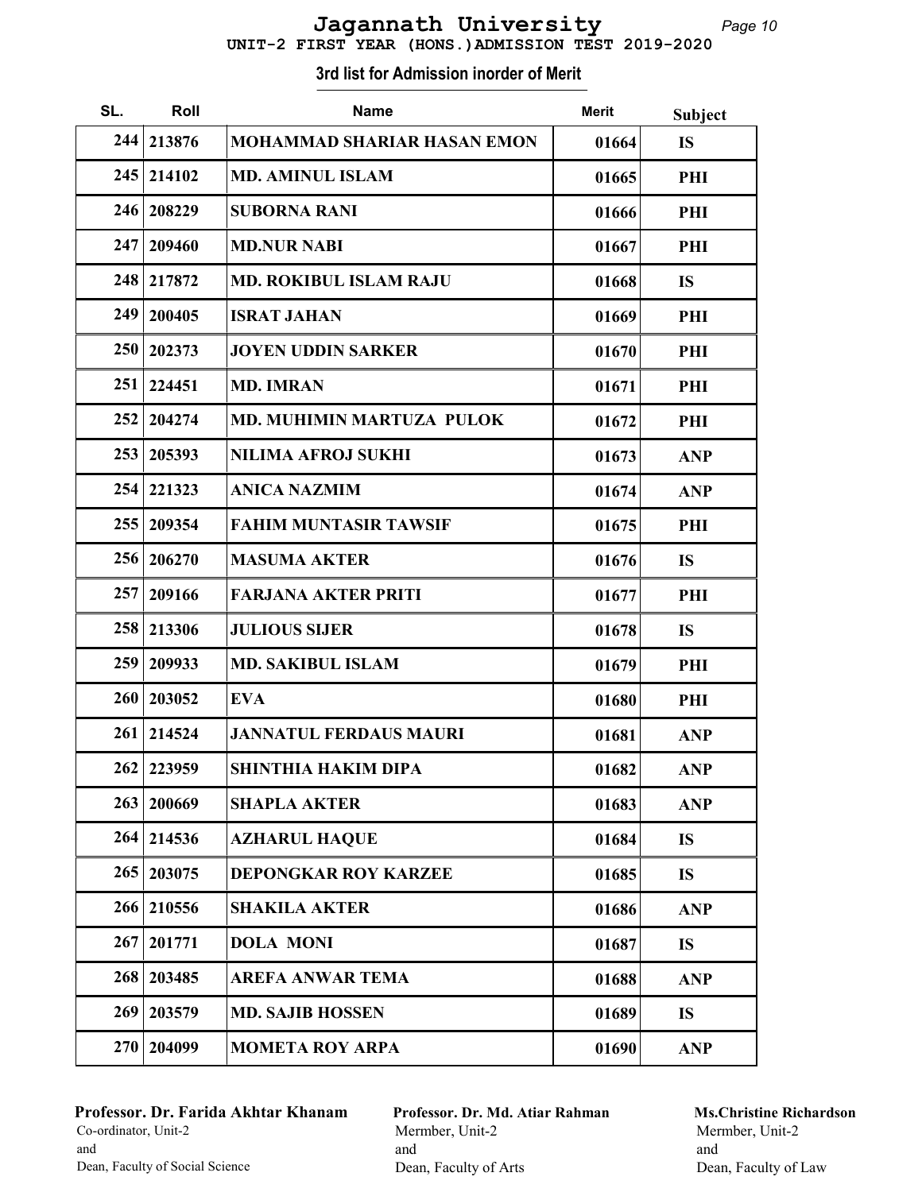# Jagannath University

**UNIT-2 FIRST YEAR (HONS.)ADMISSION TEST 2019-2020**

## 3rd list for Admission inorder of Merit

| SL. | Roll | Name | Merit | Subject |
|---|---|---|---|---|
| 244 | 213876 | MOHAMMAD SHARIAR HASAN EMON | 01664 | IS |
| 245 | 214102 | MD. AMINUL ISLAM | 01665 | PHI |
| 246 | 208229 | SUBORNA RANI | 01666 | PHI |
| 247 | 209460 | MD.NUR NABI | 01667 | PHI |
| 248 | 217872 | MD. ROKIBUL ISLAM RAJU | 01668 | IS |
| 249 | 200405 | ISRAT JAHAN | 01669 | PHI |
| 250 | 202373 | JOYEN UDDIN SARKER | 01670 | PHI |
| 251 | 224451 | MD. IMRAN | 01671 | PHI |
| 252 | 204274 | MD. MUHIMIN MARTUZA PULOK | 01672 | PHI |
| 253 | 205393 | NILIMA AFROJ SUKHI | 01673 | ANP |
| 254 | 221323 | ANICA NAZMIM | 01674 | ANP |
| 255 | 209354 | FAHIM MUNTASIR TAWSIF | 01675 | PHI |
| 256 | 206270 | MASUMA AKTER | 01676 | IS |
| 257 | 209166 | FARJANA AKTER PRITI | 01677 | PHI |
| 258 | 213306 | JULIOUS SIJER | 01678 | IS |
| 259 | 209933 | MD. SAKIBUL ISLAM | 01679 | PHI |
| 260 | 203052 | EVA | 01680 | PHI |
| 261 | 214524 | JANNATUL FERDAUS MAURI | 01681 | ANP |
| 262 | 223959 | SHINTHIA HAKIM DIPA | 01682 | ANP |
| 263 | 200669 | SHAPLA AKTER | 01683 | ANP |
| 264 | 214536 | AZHARUL HAQUE | 01684 | IS |
| 265 | 203075 | DEPONGKAR ROY KARZEE | 01685 | IS |
| 266 | 210556 | SHAKILA AKTER | 01686 | ANP |
| 267 | 201771 | DOLA MONI | 01687 | IS |
| 268 | 203485 | AREFA ANWAR TEMA | 01688 | ANP |
| 269 | 203579 | MD. SAJIB HOSSEN | 01689 | IS |
| 270 | 204099 | MOMETA ROY ARPA | 01690 | ANP |

**Professor. Dr. Farida Akhtar Khanam**
Co-ordinator, Unit-2
and
Dean, Faculty of Social Science

**Professor. Dr. Md. Atiar Rahman**
Mermber, Unit-2
and
Dean, Faculty of Arts

**Ms.Christine Richardson**
Mermber, Unit-2
and
Dean, Faculty of Law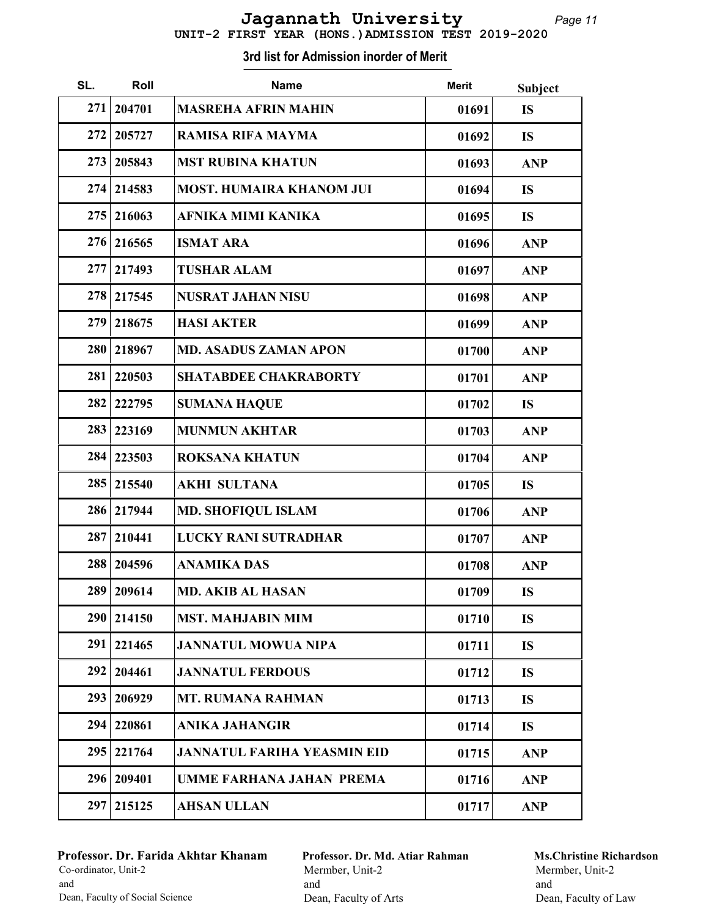# Jagannath University

## UNIT-2 FIRST YEAR (HONS.)ADMISSION TEST 2019-2020

### 3rd list for Admission inorder of Merit

| SL. | Roll | Name | Merit | Subject |
|---|---|---|---|---|
| 271 | 204701 | MASREHA AFRIN MAHIN | 01691 | IS |
| 272 | 205727 | RAMISA RIFA MAYMA | 01692 | IS |
| 273 | 205843 | MST RUBINA KHATUN | 01693 | ANP |
| 274 | 214583 | MOST. HUMAIRA KHANOM JUI | 01694 | IS |
| 275 | 216063 | AFNIKA MIMI KANIKA | 01695 | IS |
| 276 | 216565 | ISMAT ARA | 01696 | ANP |
| 277 | 217493 | TUSHAR ALAM | 01697 | ANP |
| 278 | 217545 | NUSRAT JAHAN NISU | 01698 | ANP |
| 279 | 218675 | HASI AKTER | 01699 | ANP |
| 280 | 218967 | MD. ASADUS ZAMAN APON | 01700 | ANP |
| 281 | 220503 | SHATABDEE CHAKRABORTY | 01701 | ANP |
| 282 | 222795 | SUMANA HAQUE | 01702 | IS |
| 283 | 223169 | MUNMUN AKHTAR | 01703 | ANP |
| 284 | 223503 | ROKSANA KHATUN | 01704 | ANP |
| 285 | 215540 | AKHI SULTANA | 01705 | IS |
| 286 | 217944 | MD. SHOFIQUL ISLAM | 01706 | ANP |
| 287 | 210441 | LUCKY RANI SUTRADHAR | 01707 | ANP |
| 288 | 204596 | ANAMIKA DAS | 01708 | ANP |
| 289 | 209614 | MD. AKIB AL HASAN | 01709 | IS |
| 290 | 214150 | MST. MAHJABIN MIM | 01710 | IS |
| 291 | 221465 | JANNATUL MOWUA NIPA | 01711 | IS |
| 292 | 204461 | JANNATUL FERDOUS | 01712 | IS |
| 293 | 206929 | MT. RUMANA RAHMAN | 01713 | IS |
| 294 | 220861 | ANIKA JAHANGIR | 01714 | IS |
| 295 | 221764 | JANNATUL FARIHA YEASMIN EID | 01715 | ANP |
| 296 | 209401 | UMME FARHANA JAHAN PREMA | 01716 | ANP |
| 297 | 215125 | AHSAN ULLAN | 01717 | ANP |

**Professor. Dr. Farida Akhtar Khanam**
Co-ordinator, Unit-2
and
Dean, Faculty of Social Science

**Professor. Dr. Md. Atiar Rahman**
Mermber, Unit-2
and
Dean, Faculty of Arts

**Ms.Christine Richardson**
Mermber, Unit-2
and
Dean, Faculty of Law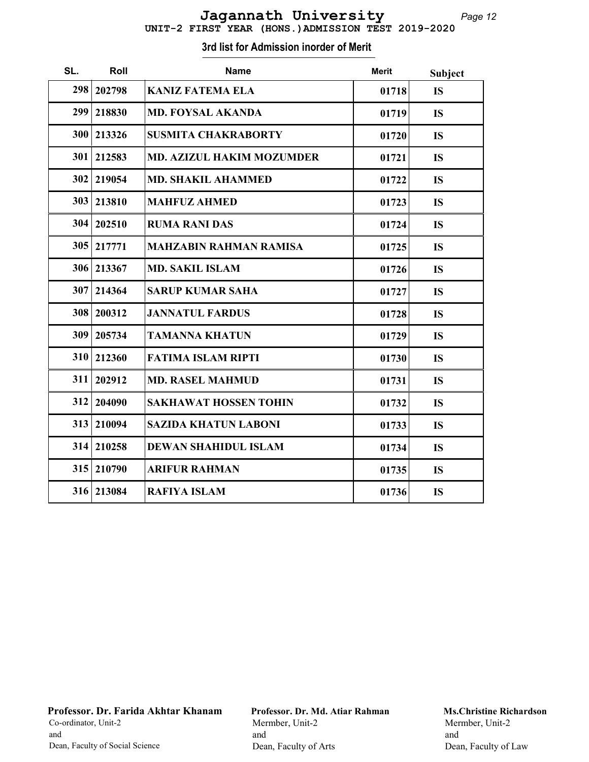# Jagannath University

## UNIT-2 FIRST YEAR (HONS.)ADMISSION TEST 2019-2020

### 3rd list for Admission inorder of Merit

| SL. | Roll | Name | Merit | Subject |
| --- | --- | --- | --- | --- |
| 298 | 202798 | KANIZ FATEMA ELA | 01718 | IS |
| 299 | 218830 | MD. FOYSAL AKANDA | 01719 | IS |
| 300 | 213326 | SUSMITA CHAKRABORTY | 01720 | IS |
| 301 | 212583 | MD. AZIZUL HAKIM MOZUMDER | 01721 | IS |
| 302 | 219054 | MD. SHAKIL AHAMMED | 01722 | IS |
| 303 | 213810 | MAHFUZ AHMED | 01723 | IS |
| 304 | 202510 | RUMA RANI DAS | 01724 | IS |
| 305 | 217771 | MAHZABIN RAHMAN RAMISA | 01725 | IS |
| 306 | 213367 | MD. SAKIL ISLAM | 01726 | IS |
| 307 | 214364 | SARUP KUMAR SAHA | 01727 | IS |
| 308 | 200312 | JANNATUL FARDUS | 01728 | IS |
| 309 | 205734 | TAMANNA KHATUN | 01729 | IS |
| 310 | 212360 | FATIMA ISLAM RIPTI | 01730 | IS |
| 311 | 202912 | MD. RASEL MAHMUD | 01731 | IS |
| 312 | 204090 | SAKHAWAT HOSSEN TOHIN | 01732 | IS |
| 313 | 210094 | SAZIDA KHATUN LABONI | 01733 | IS |
| 314 | 210258 | DEWAN SHAHIDUL ISLAM | 01734 | IS |
| 315 | 210790 | ARIFUR RAHMAN | 01735 | IS |
| 316 | 213084 | RAFIYA ISLAM | 01736 | IS |

**Professor. Dr. Farida Akhtar Khanam**
Co-ordinator, Unit-2
and
Dean, Faculty of Social Science

**Professor. Dr. Md. Atiar Rahman**
Mermber, Unit-2
and
Dean, Faculty of Arts

**Ms.Christine Richardson**
Mermber, Unit-2
and
Dean, Faculty of Law